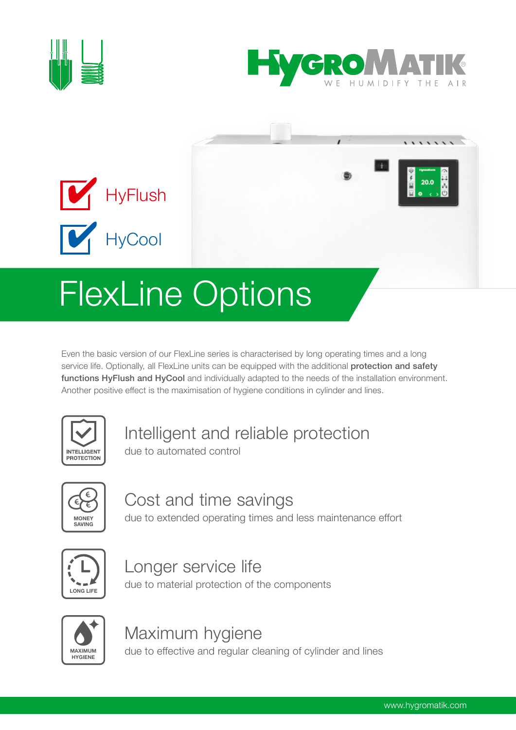HYGROMATIK®
WE HUMIDIFY THE AIR

HyFlush

HyCool

# FlexLine Options

Even the basic version of our FlexLine series is characterised by long operating times and a long service life. Optionally, all FlexLine units can be equipped with the additional **protection and safety functions HyFlush and HyCool** and individually adapted to the needs of the installation environment. Another positive effect is the maximisation of hygiene conditions in cylinder and lines.

INTELLIGENT PROTECTION

## Intelligent and reliable protection

due to automated control

MONEY SAVING

## Cost and time savings

due to extended operating times and less maintenance effort

LONG LIFE

## Longer service life

due to material protection of the components

MAXIMUM HYGIENE

## Maximum hygiene

due to effective and regular cleaning of cylinder and lines

www.hygromatik.com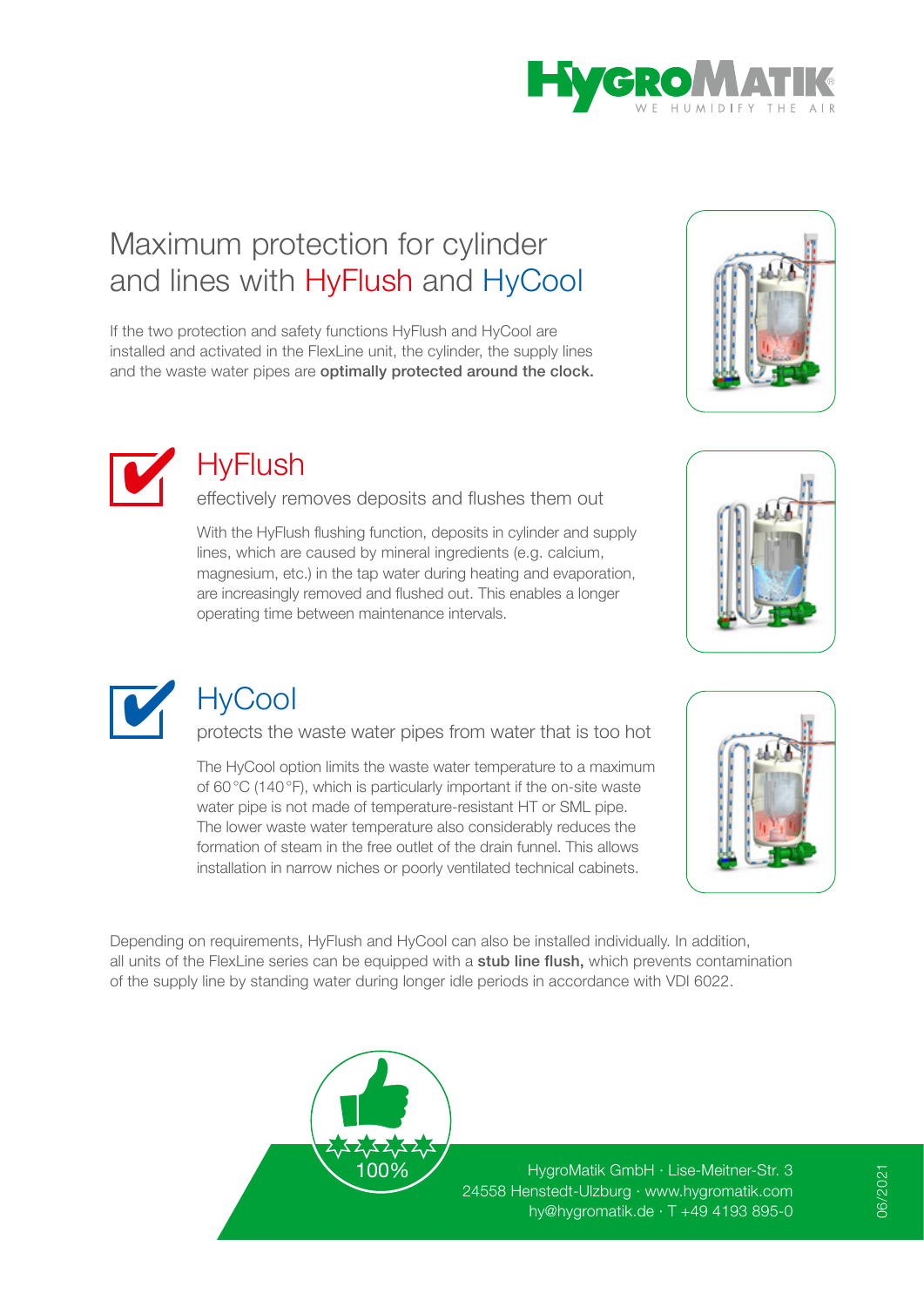# Maximum protection for cylinder and lines with HyFlush and HyCool

If the two protection and safety functions HyFlush and HyCool are installed and activated in the FlexLine unit, the cylinder, the supply lines and the waste water pipes are **optimally protected around the clock.**

## HyFlush

effectively removes deposits and flushes them out

With the HyFlush flushing function, deposits in cylinder and supply lines, which are caused by mineral ingredients (e.g. calcium, magnesium, etc.) in the tap water during heating and evaporation, are increasingly removed and flushed out. This enables a longer operating time between maintenance intervals.

## HyCool

protects the waste water pipes from water that is too hot

The HyCool option limits the waste water temperature to a maximum of 60 °C (140 °F), which is particularly important if the on-site waste water pipe is not made of temperature-resistant HT or SML pipe. The lower waste water temperature also considerably reduces the formation of steam in the free outlet of the drain funnel. This allows installation in narrow niches or poorly ventilated technical cabinets.

Depending on requirements, HyFlush and HyCool can also be installed individually. In addition, all units of the FlexLine series can be equipped with a **stub line flush,** which prevents contamination of the supply line by standing water during longer idle periods in accordance with VDI 6022.

100%

HygroMatik GmbH · Lise-Meitner-Str. 3
24558 Henstedt-Ulzburg · www.hygromatik.com
hy@hygromatik.de · T +49 4193 895-0

06/2021